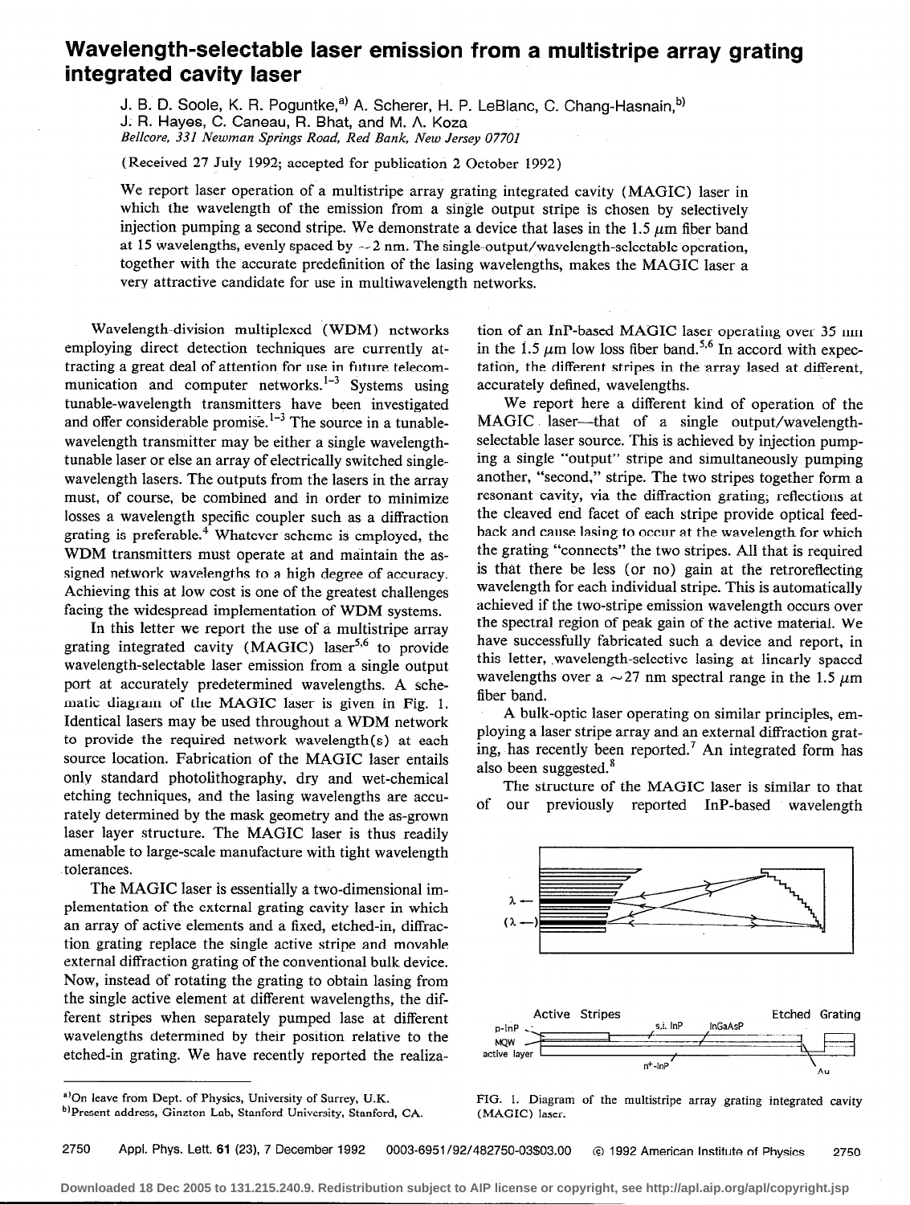# Wavelength-selectable laser emission from a multistripe array grating integrated cavity laser

J. B. D. Soole, K. R. Poguntke,[a] A. Scherer, H. P. LeBlanc, C. Chang-Hasnain,[b] J. R. Hayes, C. Caneau, R. Bhat, and M. A. Koza

*Bellcore, 331 Newman Springs Road, Red Bank, New Jersey 07701*

(Received 27 July 1992; accepted for publication 2 October 1992)

We report laser operation of a multistripe array grating integrated cavity (MAGIC) laser in which the wavelength of the emission from a single output stripe is chosen by selectively injection pumping a second stripe. We demonstrate a device that lases in the 1.5 $\mu$m fiber band at 15 wavelengths, evenly spaced by ~2 nm. The single-output/wavelength-selectable operation, together with the accurate predefinition of the lasing wavelengths, makes the MAGIC laser a very attractive candidate for use in multiwavelength networks.

Wavelength-division multiplexed (WDM) networks employing direct detection techniques are currently attracting a great deal of attention for use in future telecommunication and computer networks.[1–3] Systems using tunable-wavelength transmitters have been investigated and offer considerable promise.[1–3] The source in a tunable-wavelength transmitter may be either a single wavelength-tunable laser or else an array of electrically switched single-wavelength lasers. The outputs from the lasers in the array must, of course, be combined and in order to minimize losses a wavelength specific coupler such as a diffraction grating is preferable.[4] Whatever scheme is employed, the WDM transmitters must operate at and maintain the assigned network wavelengths to a high degree of accuracy. Achieving this at low cost is one of the greatest challenges facing the widespread implementation of WDM systems.

In this letter we report the use of a multistripe array grating integrated cavity (MAGIC) laser[5,6] to provide wavelength-selectable laser emission from a single output port at accurately predetermined wavelengths. A schematic diagram of the MAGIC laser is given in Fig. 1. Identical lasers may be used throughout a WDM network to provide the required network wavelength(s) at each source location. Fabrication of the MAGIC laser entails only standard photolithography, dry and wet-chemical etching techniques, and the lasing wavelengths are accurately determined by the mask geometry and the as-grown laser layer structure. The MAGIC laser is thus readily amenable to large-scale manufacture with tight wavelength tolerances.

The MAGIC laser is essentially a two-dimensional implementation of the external grating cavity laser in which an array of active elements and a fixed, etched-in, diffraction grating replace the single active stripe and movable external diffraction grating of the conventional bulk device. Now, instead of rotating the grating to obtain lasing from the single active element at different wavelengths, the different stripes when separately pumped lase at different wavelengths determined by their position relative to the etched-in grating. We have recently reported the realization of an InP-based MAGIC laser operating over 35 nm in the 1.5 $\mu$m low loss fiber band.[5,6] In accord with expectation, the different stripes in the array lased at different, accurately defined, wavelengths.

We report here a different kind of operation of the MAGIC laser—that of a single output/wavelength-selectable laser source. This is achieved by injection pumping a single "output" stripe and simultaneously pumping another, "second," stripe. The two stripes together form a resonant cavity, via the diffraction grating; reflections at the cleaved end facet of each stripe provide optical feedback and cause lasing to occur at the wavelength for which the grating "connects" the two stripes. All that is required is that there be less (or no) gain at the retroreflecting wavelength for each individual stripe. This is automatically achieved if the two-stripe emission wavelength occurs over the spectral region of peak gain of the active material. We have successfully fabricated such a device and report, in this letter, wavelength-selective lasing at linearly spaced wavelengths over a ~27 nm spectral range in the 1.5 $\mu$m fiber band.

A bulk-optic laser operating on similar principles, employing a laser stripe array and an external diffraction grating, has recently been reported.[7] An integrated form has also been suggested.[8]

The structure of the MAGIC laser is similar to that of our previously reported InP-based wavelength

λ —
(λ —)

Active Stripes
Etched Grating
p-InP
MQW active layer
s.i. InP
InGaAsP
n+-InP
Au

FIG. 1. Diagram of the multistripe array grating integrated cavity (MAGIC) laser.

[a]On leave from Dept. of Physics, University of Surrey, U.K.
[b]Present address, Ginzton Lab, Stanford University, Stanford, CA.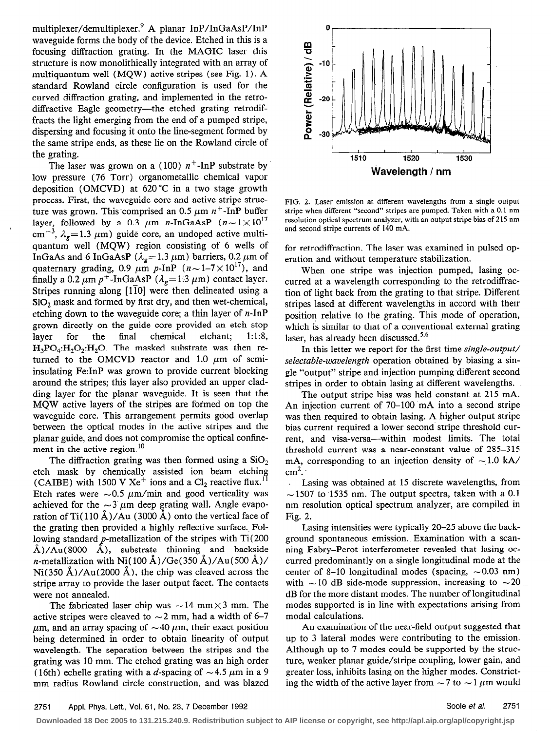multiplexer/demultiplexer.[9] A planar InP/InGaAsP/InP waveguide forms the body of the device. Etched in this is a focusing diffraction grating. In the MAGIC laser this structure is now monolithically integrated with an array of multiquantum well (MQW) active stripes (see Fig. 1). A standard Rowland circle configuration is used for the curved diffraction grating, and implemented in the retrodiffractive Eagle geometry—the etched grating retrodiffracts the light emerging from the end of a pumped stripe, dispersing and focusing it onto the line-segment formed by the same stripe ends, as these lie on the Rowland circle of the grating.

The laser was grown on a (100) $n^+$-InP substrate by low pressure (76 Torr) organometallic chemical vapor deposition (OMCVD) at 620 °C in a two stage growth process. First, the waveguide core and active stripe structure was grown. This comprised an 0.5 $\mu$m $n^+$-InP buffer layer, followed by a 0.3 $\mu$m $n$-InGaAsP ($n \sim 1 \times 10^{17}$ cm$^{-3}$, $\lambda_g = 1.3$ $\mu$m) guide core, an undoped active multiquantum well (MQW) region consisting of 6 wells of InGaAs and 6 InGaAsP ($\lambda_g = 1.3$ $\mu$m) barriers, 0.2 $\mu$m of quaternary grading, 0.9 $\mu$m $p$-InP ($n \sim 1$–$7 \times 10^{17}$), and finally a 0.2 $\mu$m $p^+$-InGaAsP ($\lambda_g = 1.3$ $\mu$m) contact layer. Stripes running along $[1\bar{1}0]$ were then delineated using a $SiO_2$ mask and formed by first dry, and then wet-chemical, etching down to the waveguide core; a thin layer of $n$-InP grown directly on the guide core provided an etch stop layer for the final chemical etchant; 1:1:8, $H_3PO_4$:$H_2O_2$:$H_2O$. The masked substrate was then returned to the OMCVD reactor and 1.0 $\mu$m of semi-insulating Fe:InP was grown to provide current blocking around the stripes; this layer also provided an upper cladding layer for the planar waveguide. It is seen that the MQW active layers of the stripes are formed on top the waveguide core. This arrangement permits good overlap between the optical modes in the active stripes and the planar guide, and does not compromise the optical confinement in the active region.[10]

The diffraction grating was then formed using a $SiO_2$ etch mask by chemically assisted ion beam etching (CAIBE) with 1500 V $Xe^+$ ions and a $Cl_2$ reactive flux.[11] Etch rates were $\sim$0.5 $\mu$m/min and good verticality was achieved for the $\sim$3 $\mu$m deep grating wall. Angle evaporation of Ti(110 Å)/Au (3000 Å) onto the vertical face of the grating then provided a highly reflective surface. Following standard $p$-metallization of the stripes with Ti(200 Å)/Au(8000 Å), substrate thinning and backside $n$-metallization with Ni(100 Å)/Ge(350 Å)/Au(500 Å)/Ni(350 Å)/Au(2000 Å), the chip was cleaved across the stripe array to provide the laser output facet. The contacts were not annealed.

The fabricated laser chip was $\sim$14 mm$\times$3 mm. The active stripes were cleaved to $\sim$2 mm, had a width of 6–7 $\mu$m, and an array spacing of $\sim$40 $\mu$m, their exact position being determined in order to obtain linearity of output wavelength. The separation between the stripes and the grating was 10 mm. The etched grating was an high order (16th) echelle grating with a $d$-spacing of $\sim$4.5 $\mu$m in a 9 mm radius Rowland circle construction, and was blazed for retrodiffraction. The laser was examined in pulsed operation and without temperature stabilization.

Power (Relative) / dB
0
-10
-20
-30
1510
1520
1530
Wavelength / nm

FIG. 2. Laser emission at different wavelengths from a single output stripe when different "second" stripes are pumped. Taken with a 0.1 nm resolution optical spectrum analyzer, with an output stripe bias of 215 nm and second stripe currents of 140 mA.

When one stripe was injection pumped, lasing occurred at a wavelength corresponding to the retrodiffraction of light back from the grating to that stripe. Different stripes lased at different wavelengths in accord with their position relative to the grating. This mode of operation, which is similar to that of a conventional external grating laser, has already been discussed.[5,6]

In this letter we report for the first time *single-output/selectable-wavelength* operation obtained by biasing a single "output" stripe and injection pumping different second stripes in order to obtain lasing at different wavelengths.

The output stripe bias was held constant at 215 mA. An injection current of 70–100 mA into a second stripe was then required to obtain lasing. A higher output stripe bias current required a lower second stripe threshold current, and visa-versa—within modest limits. The total threshold current was a near-constant value of 285–315 mA, corresponding to an injection density of $\sim$1.0 kA/cm$^2$.

Lasing was obtained at 15 discrete wavelengths, from $\sim$1507 to 1535 nm. The output spectra, taken with a 0.1 nm resolution optical spectrum analyzer, are compiled in Fig. 2.

Lasing intensities were typically 20–25 above the background spontaneous emission. Examination with a scanning Fabry–Perot interferometer revealed that lasing occurred predominantly on a single longitudinal mode at the center of 8–10 longitudinal modes (spacing, $\sim$0.03 nm) with $\sim$10 dB side-mode suppression, increasing to $\sim$20 dB for the more distant modes. The number of longitudinal modes supported is in line with expectations arising from modal calculations.

An examination of the near-field output suggested that up to 3 lateral modes were contributing to the emission. Although up to 7 modes could be supported by the structure, weaker planar guide/stripe coupling, lower gain, and greater loss, inhibits lasing on the higher modes. Constricting the width of the active layer from $\sim$7 to $\sim$1 $\mu$m would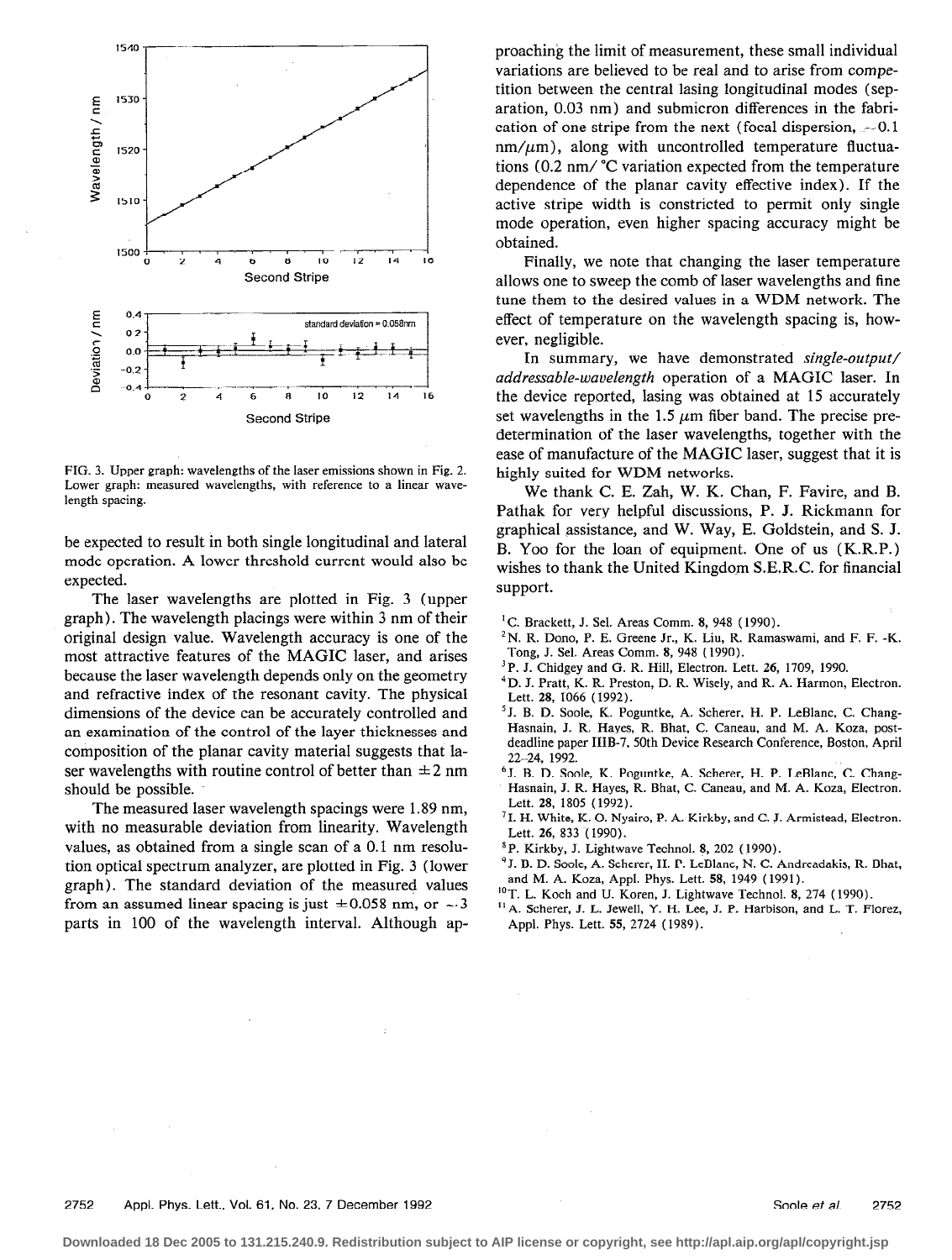1540

1530

1520

1510

1500

Wavelength / nm

0 2 4 6 8 10 12 14 16

Second Stripe

0.4

0.2

0.0

−0.2

−0.4

Deviation / nm

standard deviation = 0.058nm

0 2 4 6 8 10 12 14 16

Second Stripe

FIG. 3. Upper graph: wavelengths of the laser emissions shown in Fig. 2. Lower graph: measured wavelengths, with reference to a linear wavelength spacing.

be expected to result in both single longitudinal and lateral mode operation. A lower threshold current would also be expected.

The laser wavelengths are plotted in Fig. 3 (upper graph). The wavelength placings were within 3 nm of their original design value. Wavelength accuracy is one of the most attractive features of the MAGIC laser, and arises because the laser wavelength depends only on the geometry and refractive index of the resonant cavity. The physical dimensions of the device can be accurately controlled and an examination of the control of the layer thicknesses and composition of the planar cavity material suggests that laser wavelengths with routine control of better than $\pm 2$ nm should be possible.

The measured laser wavelength spacings were 1.89 nm, with no measurable deviation from linearity. Wavelength values, as obtained from a single scan of a 0.1 nm resolution optical spectrum analyzer, are plotted in Fig. 3 (lower graph). The standard deviation of the measured values from an assumed linear spacing is just $\pm 0.058$ nm, or $\sim 3$ parts in 100 of the wavelength interval. Although approaching the limit of measurement, these small individual variations are believed to be real and to arise from competition between the central lasing longitudinal modes (separation, 0.03 nm) and submicron differences in the fabrication of one stripe from the next (focal dispersion, $\sim 0.1$ nm/$\mu$m), along with uncontrolled temperature fluctuations (0.2 nm/ °C variation expected from the temperature dependence of the planar cavity effective index). If the active stripe width is constricted to permit only single mode operation, even higher spacing accuracy might be obtained.

Finally, we note that changing the laser temperature allows one to sweep the comb of laser wavelengths and fine tune them to the desired values in a WDM network. The effect of temperature on the wavelength spacing is, however, negligible.

In summary, we have demonstrated *single-output/addressable-wavelength* operation of a MAGIC laser. In the device reported, lasing was obtained at 15 accurately set wavelengths in the 1.5 $\mu$m fiber band. The precise predetermination of the laser wavelengths, together with the ease of manufacture of the MAGIC laser, suggest that it is highly suited for WDM networks.

We thank C. E. Zah, W. K. Chan, F. Favire, and B. Pathak for very helpful discussions, P. J. Rickmann for graphical assistance, and W. Way, E. Goldstein, and S. J. B. Yoo for the loan of equipment. One of us (K.R.P.) wishes to thank the United Kingdom S.E.R.C. for financial support.

[1] C. Brackett, J. Sel. Areas Comm. **8**, 948 (1990).

[2] N. R. Dono, P. E. Greene Jr., K. Liu, R. Ramaswami, and F. F. -K. Tong, J. Sel. Areas Comm. **8**, 948 (1990).

[3] P. J. Chidgey and G. R. Hill, Electron. Lett. **26**, 1709, 1990.

[4] D. J. Pratt, K. R. Preston, D. R. Wisely, and R. A. Harmon, Electron. Lett. **28**, 1066 (1992).

[5] J. B. D. Soole, K. Poguntke, A. Scherer, H. P. LeBlanc, C. Chang-Hasnain, J. R. Hayes, R. Bhat, C. Caneau, and M. A. Koza, postdeadline paper IIIB-7, 50th Device Research Conference, Boston, April 22–24, 1992.

[6] J. B. D. Soole, K. Poguntke, A. Scherer, H. P. LeBlanc, C. Chang-Hasnain, J. R. Hayes, R. Bhat, C. Caneau, and M. A. Koza, Electron. Lett. **28**, 1805 (1992).

[7] I. H. White, K. O. Nyairo, P. A. Kirkby, and C. J. Armistead, Electron. Lett. **26**, 833 (1990).

[8] P. Kirkby, J. Lightwave Technol. **8**, 202 (1990).

[9] J. B. D. Soole, A. Scherer, H. P. LeBlanc, N. C. Andreadakis, R. Bhat, and M. A. Koza, Appl. Phys. Lett. **58**, 1949 (1991).

[10] T. L. Koch and U. Koren, J. Lightwave Technol. **8**, 274 (1990).

[11] A. Scherer, J. L. Jewell, Y. H. Lee, J. P. Harbison, and L. T. Florez, Appl. Phys. Lett. **55**, 2724 (1989).